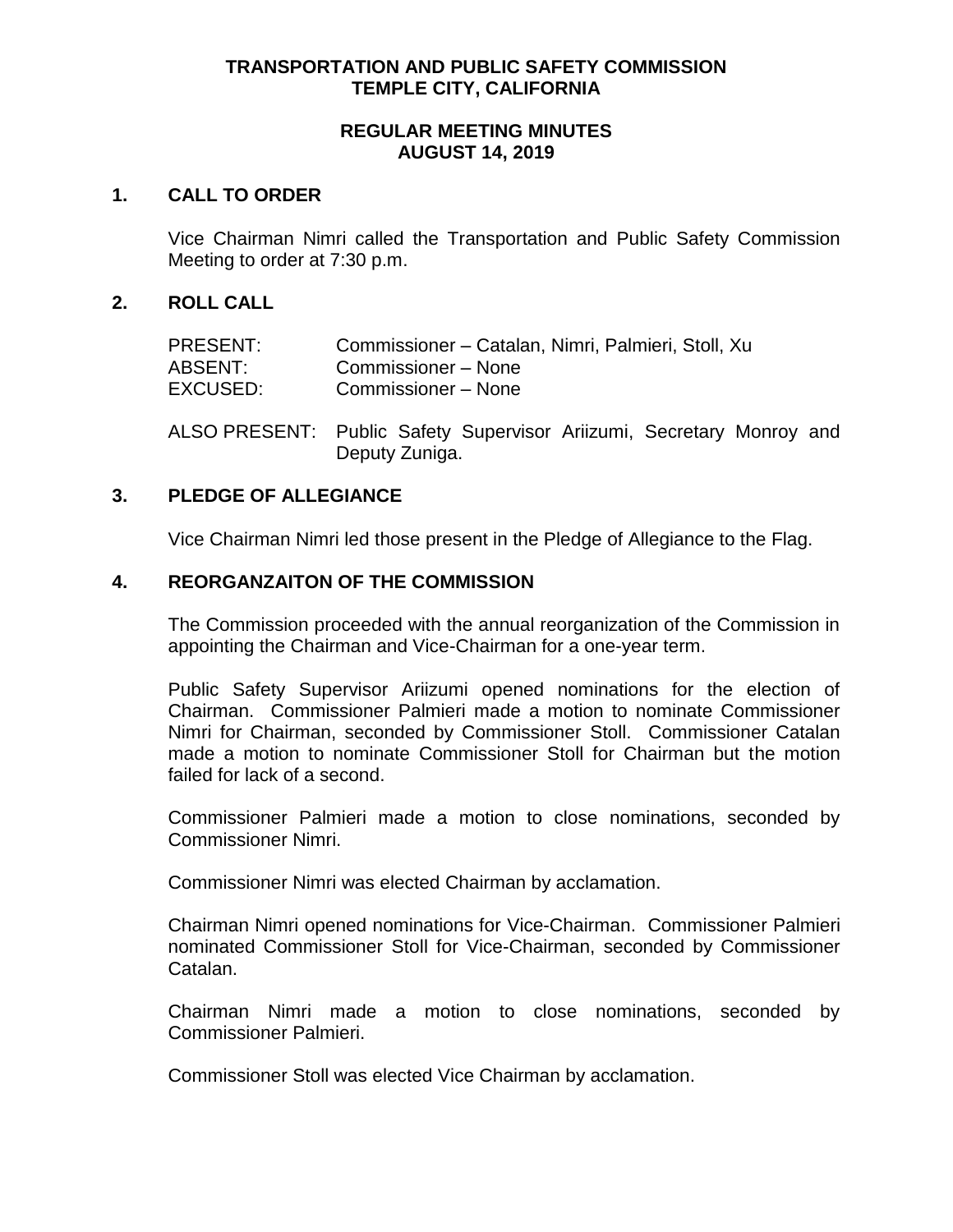# TRANSPORTATION AND PUBLIC SAFETY COMMISSION
# TEMPLE CITY, CALIFORNIA

## REGULAR MEETING MINUTES
## AUGUST 14, 2019

### 1. CALL TO ORDER

Vice Chairman Nimri called the Transportation and Public Safety Commission Meeting to order at 7:30 p.m.

### 2. ROLL CALL

| | |
|---|---|
| PRESENT: | Commissioner – Catalan, Nimri, Palmieri, Stoll, Xu |
| ABSENT: | Commissioner – None |
| EXCUSED: | Commissioner – None |

ALSO PRESENT: Public Safety Supervisor Ariizumi, Secretary Monroy and Deputy Zuniga.

### 3. PLEDGE OF ALLEGIANCE

Vice Chairman Nimri led those present in the Pledge of Allegiance to the Flag.

### 4. REORGANZAITON OF THE COMMISSION

The Commission proceeded with the annual reorganization of the Commission in appointing the Chairman and Vice-Chairman for a one-year term.

Public Safety Supervisor Ariizumi opened nominations for the election of Chairman. Commissioner Palmieri made a motion to nominate Commissioner Nimri for Chairman, seconded by Commissioner Stoll. Commissioner Catalan made a motion to nominate Commissioner Stoll for Chairman but the motion failed for lack of a second.

Commissioner Palmieri made a motion to close nominations, seconded by Commissioner Nimri.

Commissioner Nimri was elected Chairman by acclamation.

Chairman Nimri opened nominations for Vice-Chairman. Commissioner Palmieri nominated Commissioner Stoll for Vice-Chairman, seconded by Commissioner Catalan.

Chairman Nimri made a motion to close nominations, seconded by Commissioner Palmieri.

Commissioner Stoll was elected Vice Chairman by acclamation.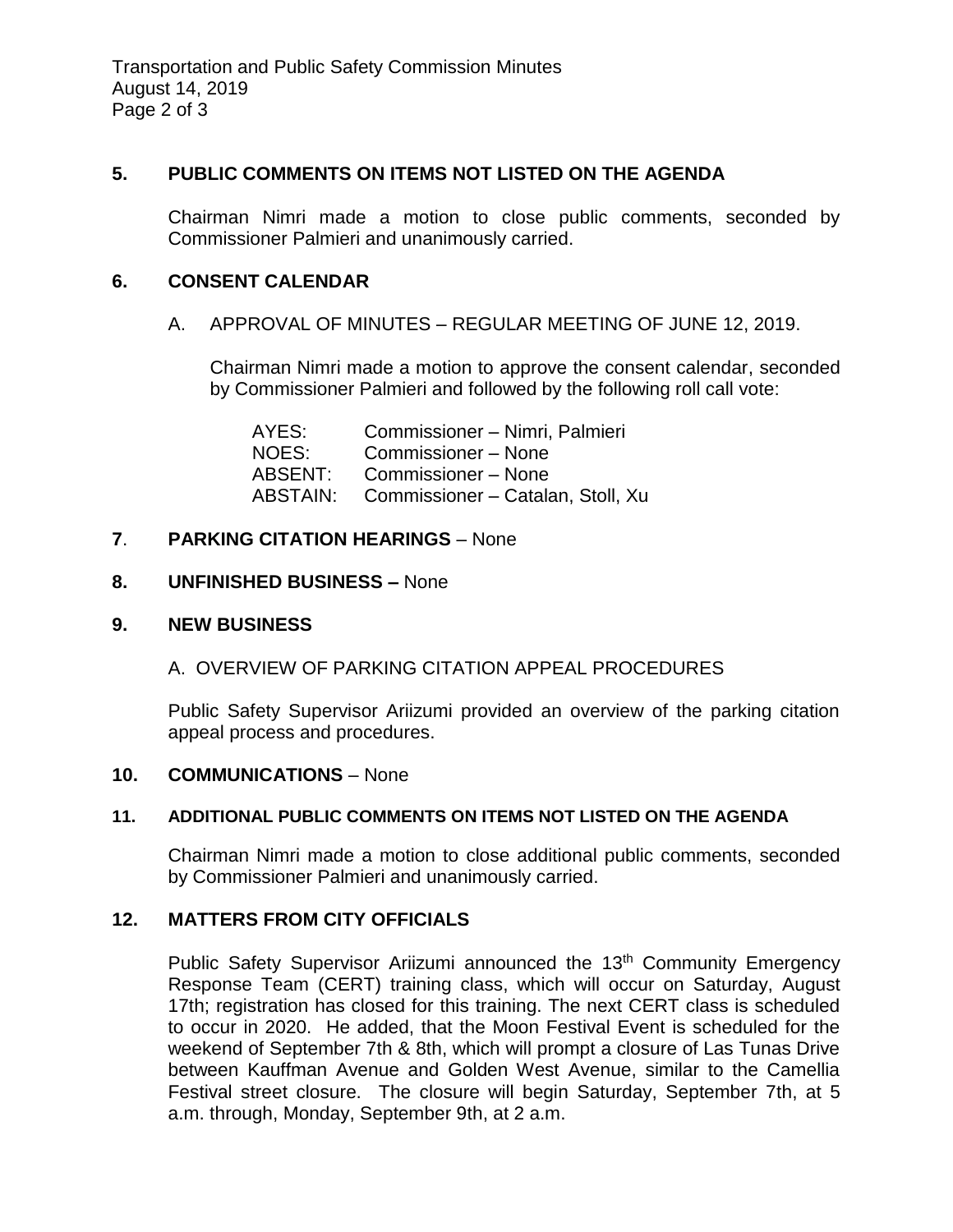## 5. PUBLIC COMMENTS ON ITEMS NOT LISTED ON THE AGENDA

Chairman Nimri made a motion to close public comments, seconded by Commissioner Palmieri and unanimously carried.

## 6. CONSENT CALENDAR

A. APPROVAL OF MINUTES – REGULAR MEETING OF JUNE 12, 2019.

Chairman Nimri made a motion to approve the consent calendar, seconded by Commissioner Palmieri and followed by the following roll call vote:

AYES: Commissioner – Nimri, Palmieri
NOES: Commissioner – None
ABSENT: Commissioner – None
ABSTAIN: Commissioner – Catalan, Stoll, Xu

## 7. PARKING CITATION HEARINGS – None

## 8. UNFINISHED BUSINESS – None

## 9. NEW BUSINESS

A. OVERVIEW OF PARKING CITATION APPEAL PROCEDURES

Public Safety Supervisor Ariizumi provided an overview of the parking citation appeal process and procedures.

## 10. COMMUNICATIONS – None

## 11. ADDITIONAL PUBLIC COMMENTS ON ITEMS NOT LISTED ON THE AGENDA

Chairman Nimri made a motion to close additional public comments, seconded by Commissioner Palmieri and unanimously carried.

## 12. MATTERS FROM CITY OFFICIALS

Public Safety Supervisor Ariizumi announced the 13th Community Emergency Response Team (CERT) training class, which will occur on Saturday, August 17th; registration has closed for this training. The next CERT class is scheduled to occur in 2020. He added, that the Moon Festival Event is scheduled for the weekend of September 7th & 8th, which will prompt a closure of Las Tunas Drive between Kauffman Avenue and Golden West Avenue, similar to the Camellia Festival street closure. The closure will begin Saturday, September 7th, at 5 a.m. through, Monday, September 9th, at 2 a.m.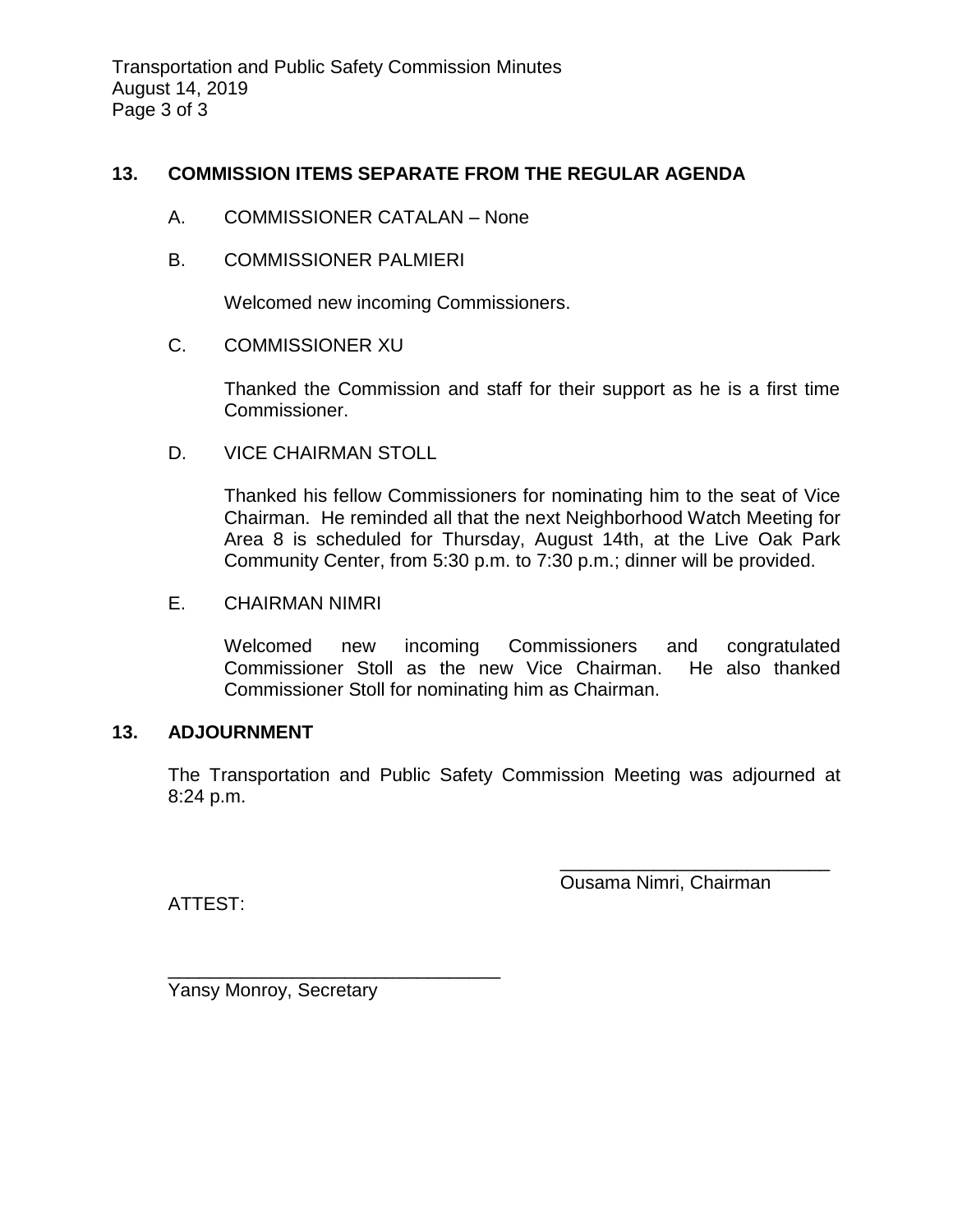## 13. COMMISSION ITEMS SEPARATE FROM THE REGULAR AGENDA

A. COMMISSIONER CATALAN – None

B. COMMISSIONER PALMIERI

Welcomed new incoming Commissioners.

C. COMMISSIONER XU

Thanked the Commission and staff for their support as he is a first time Commissioner.

D. VICE CHAIRMAN STOLL

Thanked his fellow Commissioners for nominating him to the seat of Vice Chairman. He reminded all that the next Neighborhood Watch Meeting for Area 8 is scheduled for Thursday, August 14th, at the Live Oak Park Community Center, from 5:30 p.m. to 7:30 p.m.; dinner will be provided.

E. CHAIRMAN NIMRI

Welcomed new incoming Commissioners and congratulated Commissioner Stoll as the new Vice Chairman. He also thanked Commissioner Stoll for nominating him as Chairman.

## 13. ADJOURNMENT

The Transportation and Public Safety Commission Meeting was adjourned at 8:24 p.m.

\_\_\_\_\_\_\_\_\_\_\_\_\_\_\_\_\_\_\_\_\_\_\_\_\_\_\_
Ousama Nimri, Chairman

ATTEST:

\_\_\_\_\_\_\_\_\_\_\_\_\_\_\_\_\_\_\_\_\_\_\_\_\_\_\_\_\_\_\_\_\_
Yansy Monroy, Secretary